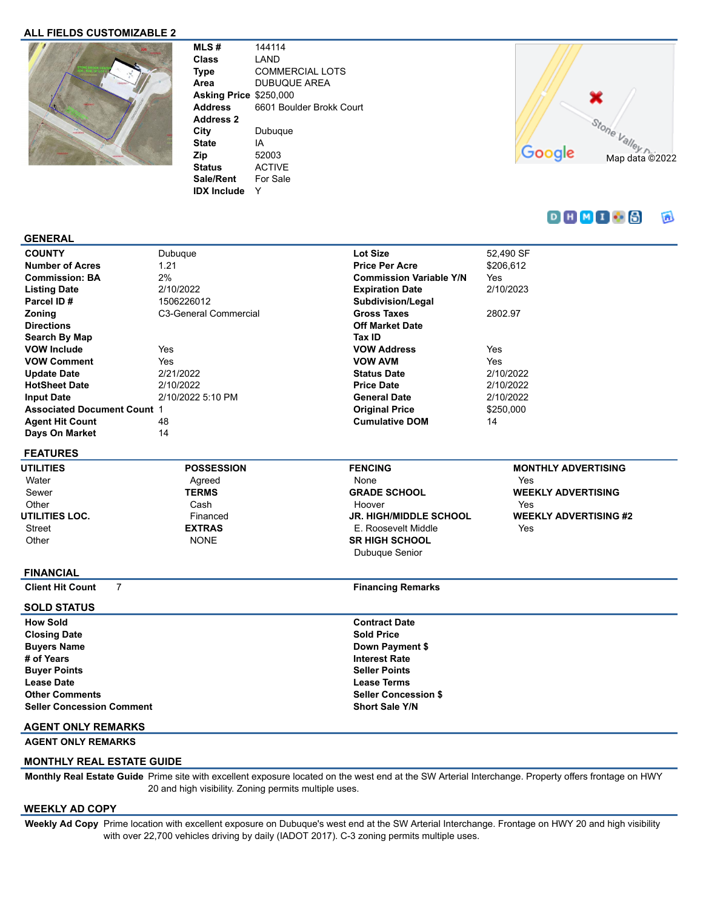## ALL FIELDS CUSTOMIZABLE 2

| | |
|---|---|
| **MLS #** | 144114 |
| **Class** | LAND |
| **Type** | COMMERCIAL LOTS |
| **Area** | DUBUQUE AREA |
| **Asking Price** | $250,000 |
| **Address** | 6601 Boulder Brokk Court |
| **Address 2** | |
| **City** | Dubuque |
| **State** | IA |
| **Zip** | 52003 |
| **Status** | ACTIVE |
| **Sale/Rent** | For Sale |
| **IDX Include** | Y |

Stone Valley Dr

Google Map data ©2022

## GENERAL

| | | | |
|---|---|---|---|
| **COUNTY** | Dubuque | **Lot Size** | 52,490 SF |
| **Number of Acres** | 1.21 | **Price Per Acre** | $206,612 |
| **Commission: BA** | 2% | **Commission Variable Y/N** | Yes |
| **Listing Date** | 2/10/2022 | **Expiration Date** | 2/10/2023 |
| **Parcel ID #** | 1506226012 | **Subdivision/Legal** | |
| **Zoning** | C3-General Commercial | **Gross Taxes** | 2802.97 |
| **Directions** | | **Off Market Date** | |
| **Search By Map** | | **Tax ID** | |
| **VOW Include** | Yes | **VOW Address** | Yes |
| **VOW Comment** | Yes | **VOW AVM** | Yes |
| **Update Date** | 2/21/2022 | **Status Date** | 2/10/2022 |
| **HotSheet Date** | 2/10/2022 | **Price Date** | 2/10/2022 |
| **Input Date** | 2/10/2022 5:10 PM | **General Date** | 2/10/2022 |
| **Associated Document Count** | 1 | **Original Price** | $250,000 |
| **Agent Hit Count** | 48 | **Cumulative DOM** | 14 |
| **Days On Market** | 14 | | |

## FEATURES

**UTILITIES**
- Water
- Sewer
- Other

**UTILITIES LOC.**
- Street
- Other

**POSSESSION**
- Agreed

**TERMS**
- Cash
- Financed

**EXTRAS**
- NONE

**FENCING**
- None

**GRADE SCHOOL**
- Hoover

**JR. HIGH/MIDDLE SCHOOL**
- E. Roosevelt Middle

**SR HIGH SCHOOL**
- Dubuque Senior

**MONTHLY ADVERTISING**
- Yes

**WEEKLY ADVERTISING**
- Yes

**WEEKLY ADVERTISING #2**
- Yes

## FINANCIAL

| | | | |
|---|---|---|---|
| **Client Hit Count** | 7 | **Financing Remarks** | |

## SOLD STATUS

| | | | |
|---|---|---|---|
| **How Sold** | | **Contract Date** | |
| **Closing Date** | | **Sold Price** | |
| **Buyers Name** | | **Down Payment $** | |
| **# of Years** | | **Interest Rate** | |
| **Buyer Points** | | **Seller Points** | |
| **Lease Date** | | **Lease Terms** | |
| **Other Comments** | | **Seller Concession $** | |
| **Seller Concession Comment** | | **Short Sale Y/N** | |

## AGENT ONLY REMARKS

**AGENT ONLY REMARKS**

## MONTHLY REAL ESTATE GUIDE

**Monthly Real Estate Guide** Prime site with excellent exposure located on the west end at the SW Arterial Interchange. Property offers frontage on HWY 20 and high visibility. Zoning permits multiple uses.

## WEEKLY AD COPY

**Weekly Ad Copy** Prime location with excellent exposure on Dubuque's west end at the SW Arterial Interchange. Frontage on HWY 20 and high visibility with over 22,700 vehicles driving by daily (IADOT 2017). C-3 zoning permits multiple uses.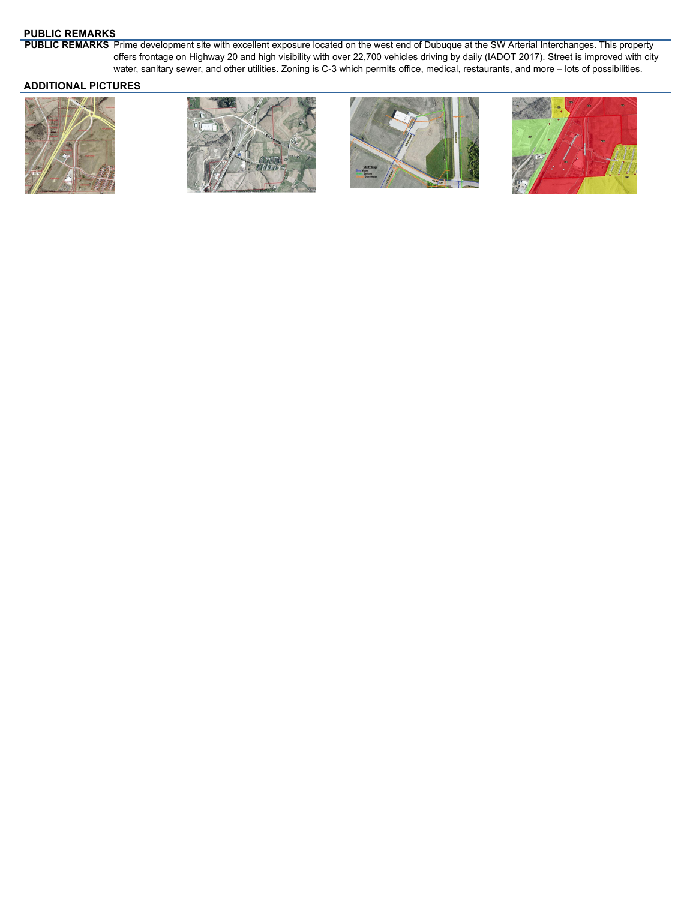## PUBLIC REMARKS

**PUBLIC REMARKS** Prime development site with excellent exposure located on the west end of Dubuque at the SW Arterial Interchanges. This property offers frontage on Highway 20 and high visibility with over 22,700 vehicles driving by daily (IADOT 2017). Street is improved with city water, sanitary sewer, and other utilities. Zoning is C-3 which permits office, medical, restaurants, and more – lots of possibilities.

## ADDITIONAL PICTURES